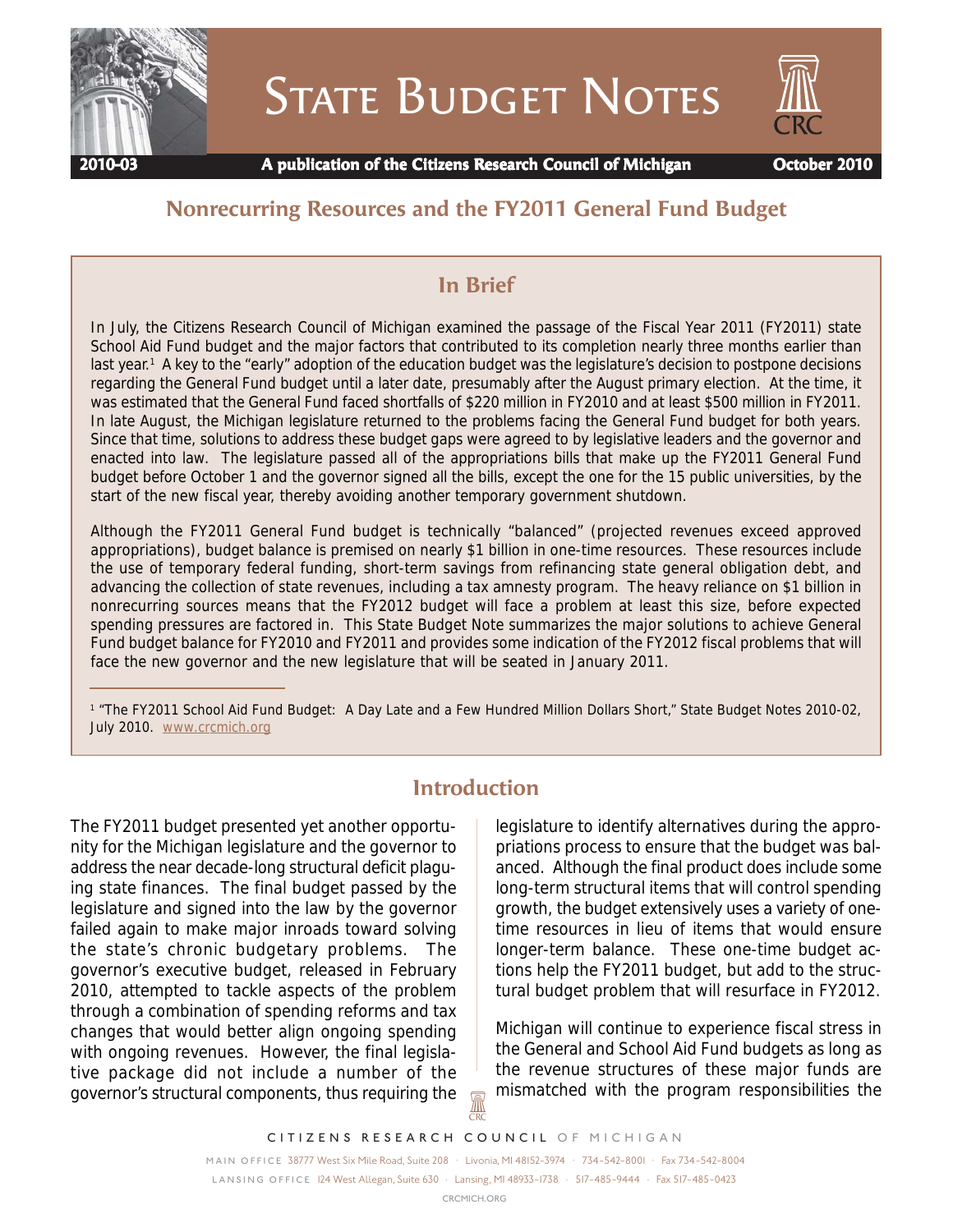# State Budget Notes

**2010-03** | **A publication of the Citizens Research Council of Michigan** | **October 2010**

## Nonrecurring Resources and the FY2011 General Fund Budget

### In Brief

In July, the Citizens Research Council of Michigan examined the passage of the Fiscal Year 2011 (FY2011) state School Aid Fund budget and the major factors that contributed to its completion nearly three months earlier than last year.[1] A key to the "early" adoption of the education budget was the legislature's decision to postpone decisions regarding the General Fund budget until a later date, presumably after the August primary election. At the time, it was estimated that the General Fund faced shortfalls of $220 million in FY2010 and at least $500 million in FY2011. In late August, the Michigan legislature returned to the problems facing the General Fund budget for both years. Since that time, solutions to address these budget gaps were agreed to by legislative leaders and the governor and enacted into law. The legislature passed all of the appropriations bills that make up the FY2011 General Fund budget before October 1 and the governor signed all the bills, except the one for the 15 public universities, by the start of the new fiscal year, thereby avoiding another temporary government shutdown.

Although the FY2011 General Fund budget is technically "balanced" (projected revenues exceed approved appropriations), budget balance is premised on nearly $1 billion in one-time resources. These resources include the use of temporary federal funding, short-term savings from refinancing state general obligation debt, and advancing the collection of state revenues, including a tax amnesty program. The heavy reliance on $1 billion in nonrecurring sources means that the FY2012 budget will face a problem at least this size, before expected spending pressures are factored in. This State Budget Note summarizes the major solutions to achieve General Fund budget balance for FY2010 and FY2011 and provides some indication of the FY2012 fiscal problems that will face the new governor and the new legislature that will be seated in January 2011.

[1] "The FY2011 School Aid Fund Budget: A Day Late and a Few Hundred Million Dollars Short," State Budget Notes 2010-02, July 2010. www.crcmich.org

### Introduction

The FY2011 budget presented yet another opportunity for the Michigan legislature and the governor to address the near decade-long structural deficit plaguing state finances. The final budget passed by the legislature and signed into the law by the governor failed again to make major inroads toward solving the state's chronic budgetary problems. The governor's executive budget, released in February 2010, attempted to tackle aspects of the problem through a combination of spending reforms and tax changes that would better align ongoing spending with ongoing revenues. However, the final legislative package did not include a number of the governor's structural components, thus requiring the legislature to identify alternatives during the appropriations process to ensure that the budget was balanced. Although the final product does include some long-term structural items that will control spending growth, the budget extensively uses a variety of one-time resources in lieu of items that would ensure longer-term balance. These one-time budget actions help the FY2011 budget, but add to the structural budget problem that will resurface in FY2012.

Michigan will continue to experience fiscal stress in the General and School Aid Fund budgets as long as the revenue structures of these major funds are mismatched with the program responsibilities the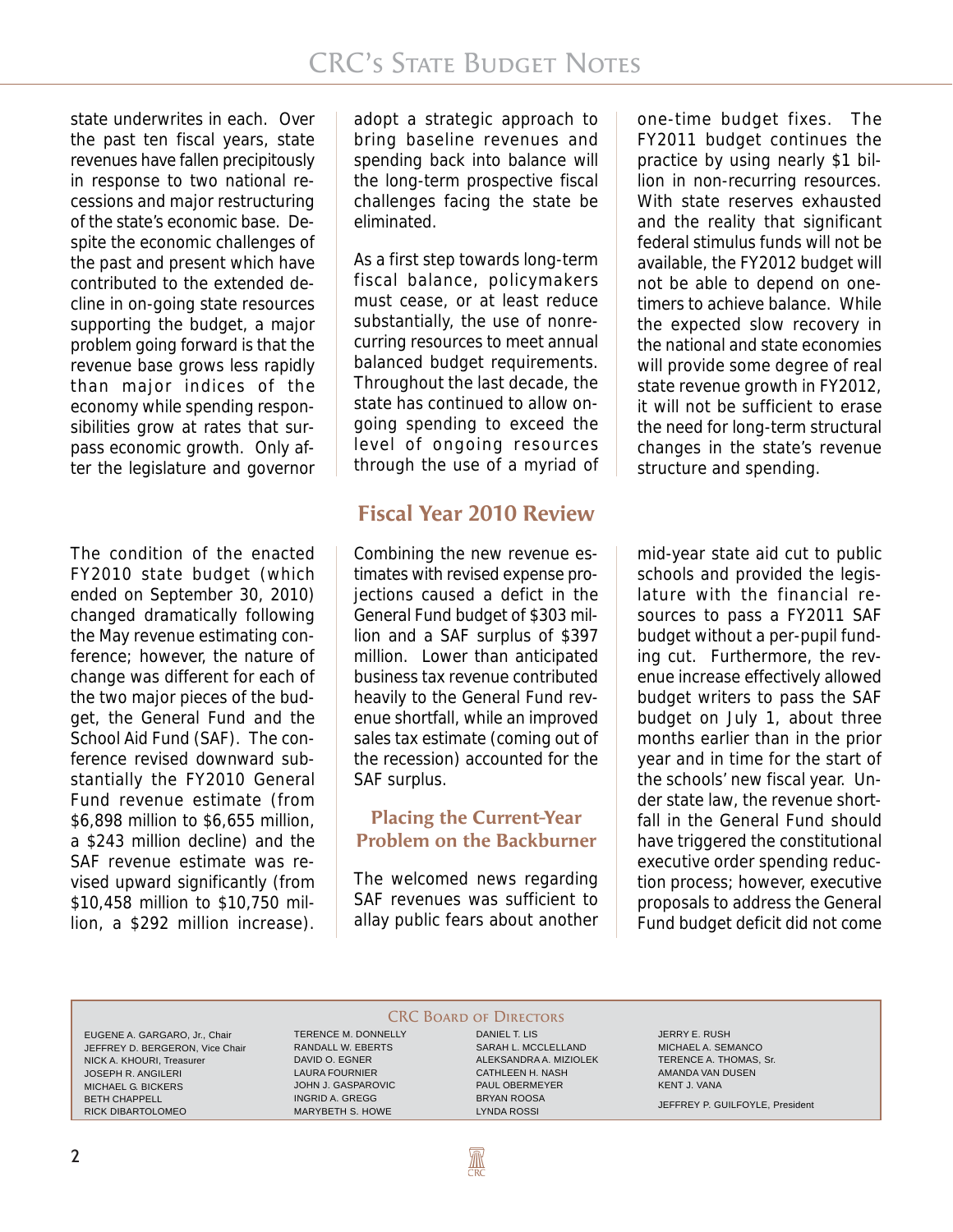state underwrites in each. Over the past ten fiscal years, state revenues have fallen precipitously in response to two national recessions and major restructuring of the state's economic base. Despite the economic challenges of the past and present which have contributed to the extended decline in on-going state resources supporting the budget, a major problem going forward is that the revenue base grows less rapidly than major indices of the economy while spending responsibilities grow at rates that surpass economic growth. Only after the legislature and governor adopt a strategic approach to bring baseline revenues and spending back into balance will the long-term prospective fiscal challenges facing the state be eliminated.

As a first step towards long-term fiscal balance, policymakers must cease, or at least reduce substantially, the use of nonrecurring resources to meet annual balanced budget requirements. Throughout the last decade, the state has continued to allow ongoing spending to exceed the level of ongoing resources through the use of a myriad of one-time budget fixes. The FY2011 budget continues the practice by using nearly $1 billion in non-recurring resources. With state reserves exhausted and the reality that significant federal stimulus funds will not be available, the FY2012 budget will not be able to depend on one-timers to achieve balance. While the expected slow recovery in the national and state economies will provide some degree of real state revenue growth in FY2012, it will not be sufficient to erase the need for long-term structural changes in the state's revenue structure and spending.

## Fiscal Year 2010 Review

The condition of the enacted FY2010 state budget (which ended on September 30, 2010) changed dramatically following the May revenue estimating conference; however, the nature of change was different for each of the two major pieces of the budget, the General Fund and the School Aid Fund (SAF). The conference revised downward substantially the FY2010 General Fund revenue estimate (from $6,898 million to $6,655 million, a $243 million decline) and the SAF revenue estimate was revised upward significantly (from $10,458 million to $10,750 million, a $292 million increase). Combining the new revenue estimates with revised expense projections caused a deficit in the General Fund budget of $303 million and a SAF surplus of $397 million. Lower than anticipated business tax revenue contributed heavily to the General Fund revenue shortfall, while an improved sales tax estimate (coming out of the recession) accounted for the SAF surplus.

### Placing the Current-Year Problem on the Backburner

The welcomed news regarding SAF revenues was sufficient to allay public fears about another mid-year state aid cut to public schools and provided the legislature with the financial resources to pass a FY2011 SAF budget without a per-pupil funding cut. Furthermore, the revenue increase effectively allowed budget writers to pass the SAF budget on July 1, about three months earlier than in the prior year and in time for the start of the schools' new fiscal year. Under state law, the revenue shortfall in the General Fund should have triggered the constitutional executive order spending reduction process; however, executive proposals to address the General Fund budget deficit did not come

CRC Board of Directors

| | | | |
|---|---|---|---|
| EUGENE A. GARGARO, Jr., Chair | TERENCE M. DONNELLY | DANIEL T. LIS | JERRY E. RUSH |
| JEFFREY D. BERGERON, Vice Chair | RANDALL W. EBERTS | SARAH L. MCCLELLAND | MICHAEL A. SEMANCO |
| NICK A. KHOURI, Treasurer | DAVID O. EGNER | ALEKSANDRA A. MIZIOLEK | TERENCE A. THOMAS, Sr. |
| JOSEPH R. ANGILERI | LAURA FOURNIER | CATHLEEN H. NASH | AMANDA VAN DUSEN |
| MICHAEL G. BICKERS | JOHN J. GASPAROVIC | PAUL OBERMEYER | KENT J. VANA |
| BETH CHAPPELL | INGRID A. GREGG | BRYAN ROOSA | |
| RICK DIBARTOLOMEO | MARYBETH S. HOWE | LYNDA ROSSI | JEFFREY P. GUILFOYLE, President |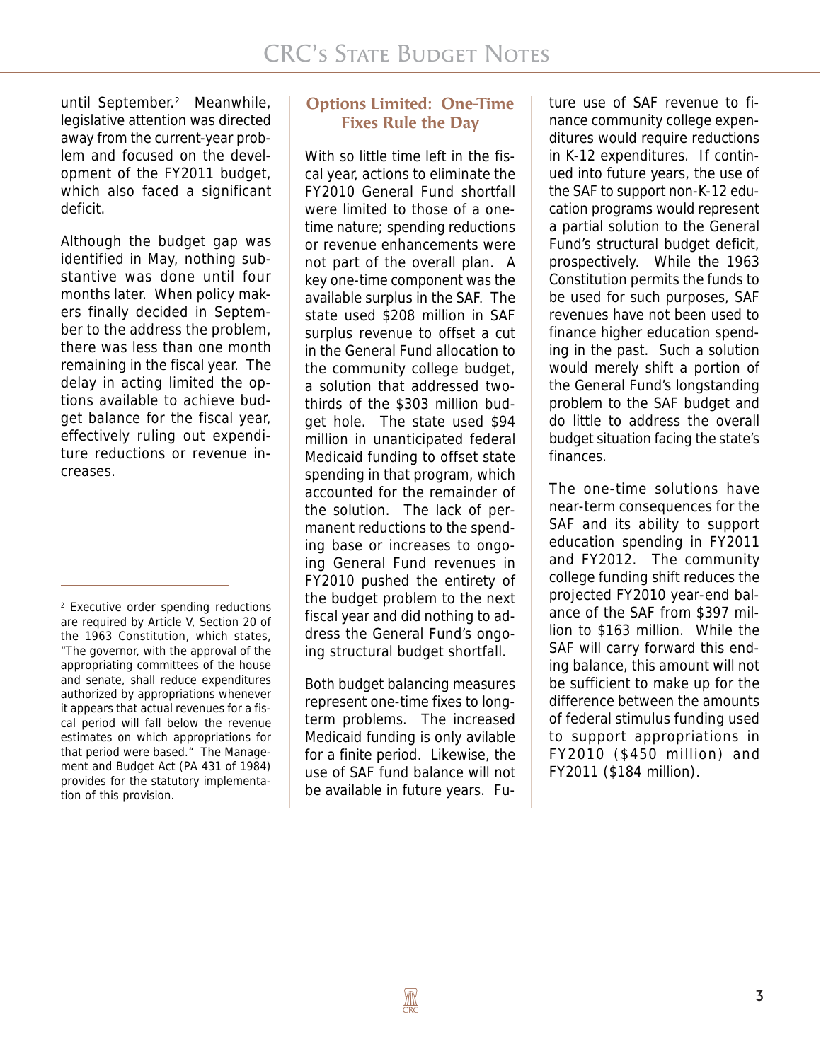until September.[2] Meanwhile, legislative attention was directed away from the current-year problem and focused on the development of the FY2011 budget, which also faced a significant deficit.

Although the budget gap was identified in May, nothing substantive was done until four months later. When policy makers finally decided in September to the address the problem, there was less than one month remaining in the fiscal year. The delay in acting limited the options available to achieve budget balance for the fiscal year, effectively ruling out expenditure reductions or revenue increases.

## Options Limited: One-Time Fixes Rule the Day

With so little time left in the fiscal year, actions to eliminate the FY2010 General Fund shortfall were limited to those of a one-time nature; spending reductions or revenue enhancements were not part of the overall plan. A key one-time component was the available surplus in the SAF. The state used $208 million in SAF surplus revenue to offset a cut in the General Fund allocation to the community college budget, a solution that addressed two-thirds of the $303 million budget hole. The state used $94 million in unanticipated federal Medicaid funding to offset state spending in that program, which accounted for the remainder of the solution. The lack of permanent reductions to the spending base or increases to ongoing General Fund revenues in FY2010 pushed the entirety of the budget problem to the next fiscal year and did nothing to address the General Fund's ongoing structural budget shortfall.

Both budget balancing measures represent one-time fixes to long-term problems. The increased Medicaid funding is only available for a finite period. Likewise, the use of SAF fund balance will not be available in future years. Future use of SAF revenue to finance community college expenditures would require reductions in K-12 expenditures. If continued into future years, the use of the SAF to support non-K-12 education programs would represent a partial solution to the General Fund's structural budget deficit, prospectively. While the 1963 Constitution permits the funds to be used for such purposes, SAF revenues have not been used to finance higher education spending in the past. Such a solution would merely shift a portion of the General Fund's longstanding problem to the SAF budget and do little to address the overall budget situation facing the state's finances.

The one-time solutions have near-term consequences for the SAF and its ability to support education spending in FY2011 and FY2012. The community college funding shift reduces the projected FY2010 year-end balance of the SAF from $397 million to $163 million. While the SAF will carry forward this ending balance, this amount will not be sufficient to make up for the difference between the amounts of federal stimulus funding used to support appropriations in FY2010 ($450 million) and FY2011 ($184 million).

---

[2] Executive order spending reductions are required by Article V, Section 20 of the 1963 Constitution, which states, "The governor, with the approval of the appropriating committees of the house and senate, shall reduce expenditures authorized by appropriations whenever it appears that actual revenues for a fiscal period will fall below the revenue estimates on which appropriations for that period were based." The Management and Budget Act (PA 431 of 1984) provides for the statutory implementation of this provision.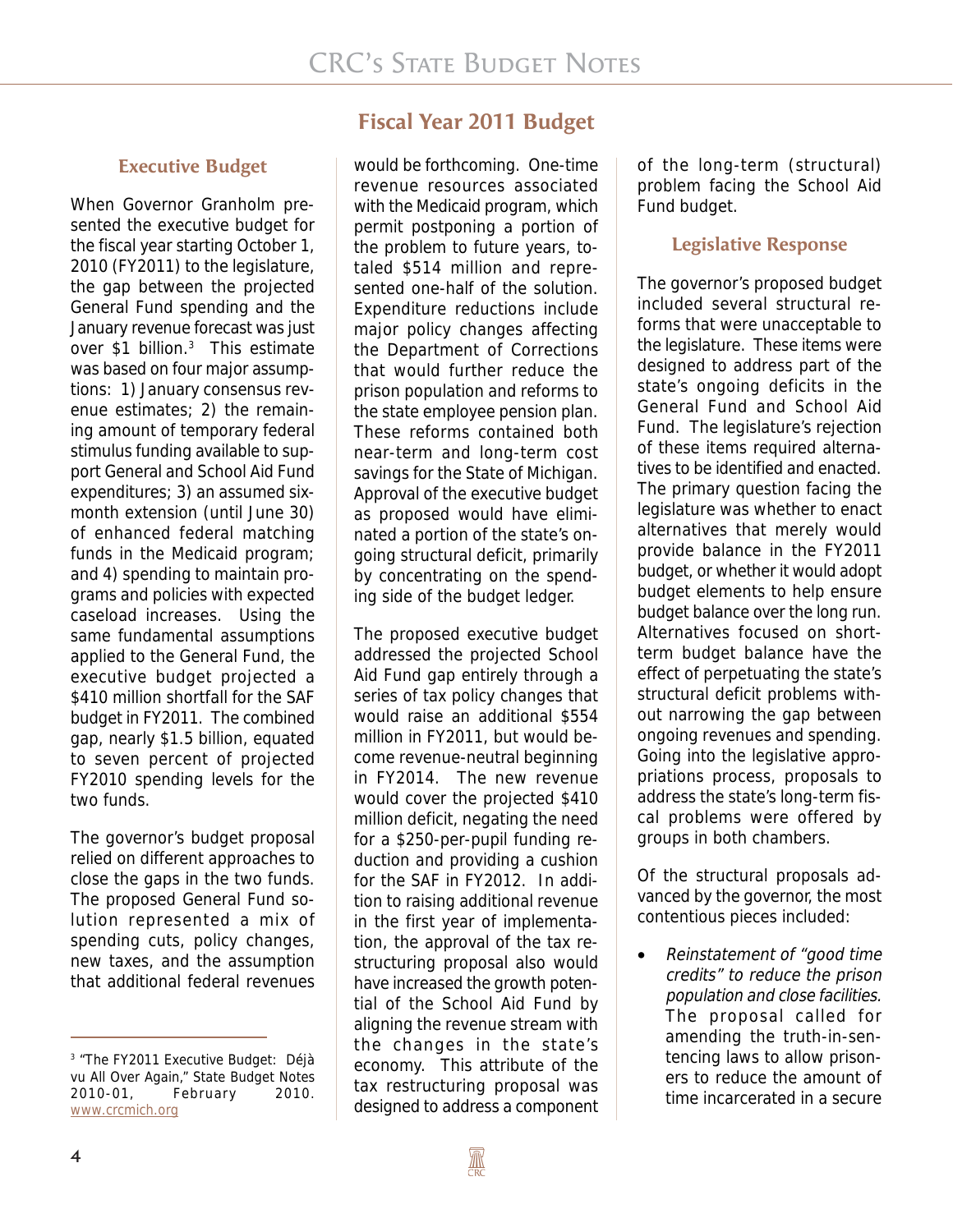# Fiscal Year 2011 Budget

## Executive Budget

When Governor Granholm presented the executive budget for the fiscal year starting October 1, 2010 (FY2011) to the legislature, the gap between the projected General Fund spending and the January revenue forecast was just over $1 billion.[3] This estimate was based on four major assumptions: 1) January consensus revenue estimates; 2) the remaining amount of temporary federal stimulus funding available to support General and School Aid Fund expenditures; 3) an assumed six-month extension (until June 30) of enhanced federal matching funds in the Medicaid program; and 4) spending to maintain programs and policies with expected caseload increases. Using the same fundamental assumptions applied to the General Fund, the executive budget projected a $410 million shortfall for the SAF budget in FY2011. The combined gap, nearly $1.5 billion, equated to seven percent of projected FY2010 spending levels for the two funds.

The governor's budget proposal relied on different approaches to close the gaps in the two funds. The proposed General Fund solution represented a mix of spending cuts, policy changes, new taxes, and the assumption that additional federal revenues would be forthcoming. One-time revenue resources associated with the Medicaid program, which permit postponing a portion of the problem to future years, totaled $514 million and represented one-half of the solution. Expenditure reductions include major policy changes affecting the Department of Corrections that would further reduce the prison population and reforms to the state employee pension plan. These reforms contained both near-term and long-term cost savings for the State of Michigan. Approval of the executive budget as proposed would have eliminated a portion of the state's ongoing structural deficit, primarily by concentrating on the spending side of the budget ledger.

The proposed executive budget addressed the projected School Aid Fund gap entirely through a series of tax policy changes that would raise an additional $554 million in FY2011, but would become revenue-neutral beginning in FY2014. The new revenue would cover the projected $410 million deficit, negating the need for a $250-per-pupil funding reduction and providing a cushion for the SAF in FY2012. In addition to raising additional revenue in the first year of implementation, the approval of the tax restructuring proposal also would have increased the growth potential of the School Aid Fund by aligning the revenue stream with the changes in the state's economy. This attribute of the tax restructuring proposal was designed to address a component of the long-term (structural) problem facing the School Aid Fund budget.

## Legislative Response

The governor's proposed budget included several structural reforms that were unacceptable to the legislature. These items were designed to address part of the state's ongoing deficits in the General Fund and School Aid Fund. The legislature's rejection of these items required alternatives to be identified and enacted. The primary question facing the legislature was whether to enact alternatives that merely would provide balance in the FY2011 budget, or whether it would adopt budget elements to help ensure budget balance over the long run. Alternatives focused on short-term budget balance have the effect of perpetuating the state's structural deficit problems without narrowing the gap between ongoing revenues and spending. Going into the legislative appropriations process, proposals to address the state's long-term fiscal problems were offered by groups in both chambers.

Of the structural proposals advanced by the governor, the most contentious pieces included:

- *Reinstatement of "good time credits" to reduce the prison population and close facilities.* The proposal called for amending the truth-in-sentencing laws to allow prisoners to reduce the amount of time incarcerated in a secure

---

[3] "The FY2011 Executive Budget: Déjà vu All Over Again," State Budget Notes 2010-01, February 2010. www.crcmich.org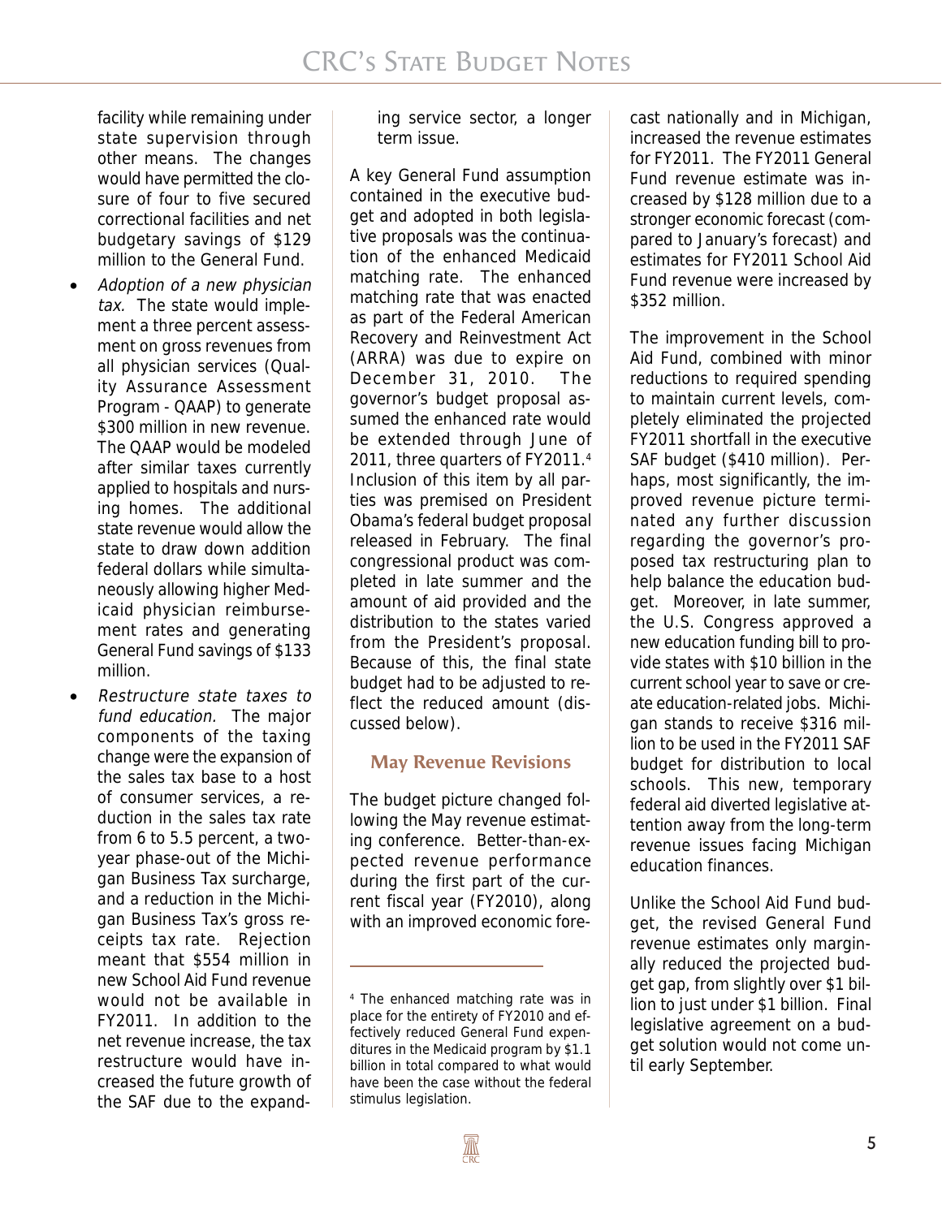facility while remaining under state supervision through other means. The changes would have permitted the closure of four to five secured correctional facilities and net budgetary savings of $129 million to the General Fund.

- *Adoption of a new physician tax.* The state would implement a three percent assessment on gross revenues from all physician services (Quality Assurance Assessment Program - QAAP) to generate $300 million in new revenue. The QAAP would be modeled after similar taxes currently applied to hospitals and nursing homes. The additional state revenue would allow the state to draw down addition federal dollars while simultaneously allowing higher Medicaid physician reimbursement rates and generating General Fund savings of $133 million.
- *Restructure state taxes to fund education.* The major components of the taxing change were the expansion of the sales tax base to a host of consumer services, a reduction in the sales tax rate from 6 to 5.5 percent, a two-year phase-out of the Michigan Business Tax surcharge, and a reduction in the Michigan Business Tax's gross receipts tax rate. Rejection meant that $554 million in new School Aid Fund revenue would not be available in FY2011. In addition to the net revenue increase, the tax restructure would have increased the future growth of the SAF due to the expanding service sector, a longer term issue.

A key General Fund assumption contained in the executive budget and adopted in both legislative proposals was the continuation of the enhanced Medicaid matching rate. The enhanced matching rate that was enacted as part of the Federal American Recovery and Reinvestment Act (ARRA) was due to expire on December 31, 2010. The governor's budget proposal assumed the enhanced rate would be extended through June of 2011, three quarters of FY2011.[4] Inclusion of this item by all parties was premised on President Obama's federal budget proposal released in February. The final congressional product was completed in late summer and the amount of aid provided and the distribution to the states varied from the President's proposal. Because of this, the final state budget had to be adjusted to reflect the reduced amount (discussed below).

## May Revenue Revisions

The budget picture changed following the May revenue estimating conference. Better-than-expected revenue performance during the first part of the current fiscal year (FY2010), along with an improved economic forecast nationally and in Michigan, increased the revenue estimates for FY2011. The FY2011 General Fund revenue estimate was increased by $128 million due to a stronger economic forecast (compared to January's forecast) and estimates for FY2011 School Aid Fund revenue were increased by $352 million.

The improvement in the School Aid Fund, combined with minor reductions to required spending to maintain current levels, completely eliminated the projected FY2011 shortfall in the executive SAF budget ($410 million). Perhaps, most significantly, the improved revenue picture terminated any further discussion regarding the governor's proposed tax restructuring plan to help balance the education budget. Moreover, in late summer, the U.S. Congress approved a new education funding bill to provide states with $10 billion in the current school year to save or create education-related jobs. Michigan stands to receive $316 million to be used in the FY2011 SAF budget for distribution to local schools. This new, temporary federal aid diverted legislative attention away from the long-term revenue issues facing Michigan education finances.

Unlike the School Aid Fund budget, the revised General Fund revenue estimates only marginally reduced the projected budget gap, from slightly over $1 billion to just under $1 billion. Final legislative agreement on a budget solution would not come until early September.

---

[4] The enhanced matching rate was in place for the entirety of FY2010 and effectively reduced General Fund expenditures in the Medicaid program by $1.1 billion in total compared to what would have been the case without the federal stimulus legislation.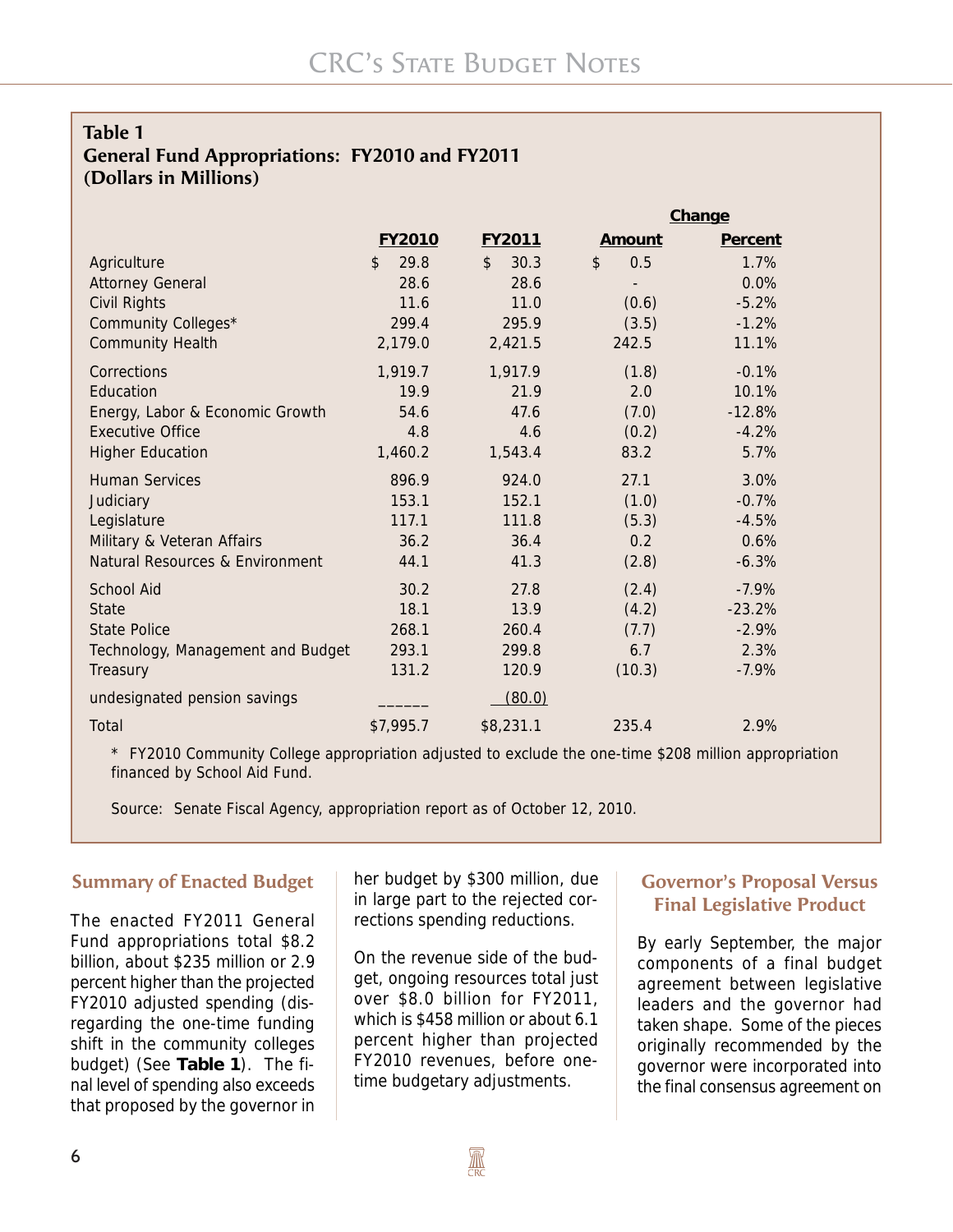**Table 1**
**General Fund Appropriations: FY2010 and FY2011**
**(Dollars in Millions)**

| | FY2010 | FY2011 | Change | |
|---|---|---|---|---|
| | | | Amount | Percent |
| Agriculture | $ 29.8 | $ 30.3 | $ 0.5 | 1.7% |
| Attorney General | 28.6 | 28.6 | - | 0.0% |
| Civil Rights | 11.6 | 11.0 | (0.6) | -5.2% |
| Community Colleges* | 299.4 | 295.9 | (3.5) | -1.2% |
| Community Health | 2,179.0 | 2,421.5 | 242.5 | 11.1% |
| Corrections | 1,919.7 | 1,917.9 | (1.8) | -0.1% |
| Education | 19.9 | 21.9 | 2.0 | 10.1% |
| Energy, Labor & Economic Growth | 54.6 | 47.6 | (7.0) | -12.8% |
| Executive Office | 4.8 | 4.6 | (0.2) | -4.2% |
| Higher Education | 1,460.2 | 1,543.4 | 83.2 | 5.7% |
| Human Services | 896.9 | 924.0 | 27.1 | 3.0% |
| Judiciary | 153.1 | 152.1 | (1.0) | -0.7% |
| Legislature | 117.1 | 111.8 | (5.3) | -4.5% |
| Military & Veteran Affairs | 36.2 | 36.4 | 0.2 | 0.6% |
| Natural Resources & Environment | 44.1 | 41.3 | (2.8) | -6.3% |
| School Aid | 30.2 | 27.8 | (2.4) | -7.9% |
| State | 18.1 | 13.9 | (4.2) | -23.2% |
| State Police | 268.1 | 260.4 | (7.7) | -2.9% |
| Technology, Management and Budget | 293.1 | 299.8 | 6.7 | 2.3% |
| Treasury | 131.2 | 120.9 | (10.3) | -7.9% |
| undesignated pension savings | ______ | (80.0) | | |
| Total | $7,995.7 | $8,231.1 | 235.4 | 2.9% |

\* FY2010 Community College appropriation adjusted to exclude the one-time $208 million appropriation financed by School Aid Fund.

Source: Senate Fiscal Agency, appropriation report as of October 12, 2010.

## Summary of Enacted Budget

The enacted FY2011 General Fund appropriations total $8.2 billion, about $235 million or 2.9 percent higher than the projected FY2010 adjusted spending (disregarding the one-time funding shift in the community colleges budget) (See **Table 1**). The final level of spending also exceeds that proposed by the governor in her budget by $300 million, due in large part to the rejected corrections spending reductions.

On the revenue side of the budget, ongoing resources total just over $8.0 billion for FY2011, which is $458 million or about 6.1 percent higher than projected FY2010 revenues, before one-time budgetary adjustments.

## Governor's Proposal Versus Final Legislative Product

By early September, the major components of a final budget agreement between legislative leaders and the governor had taken shape. Some of the pieces originally recommended by the governor were incorporated into the final consensus agreement on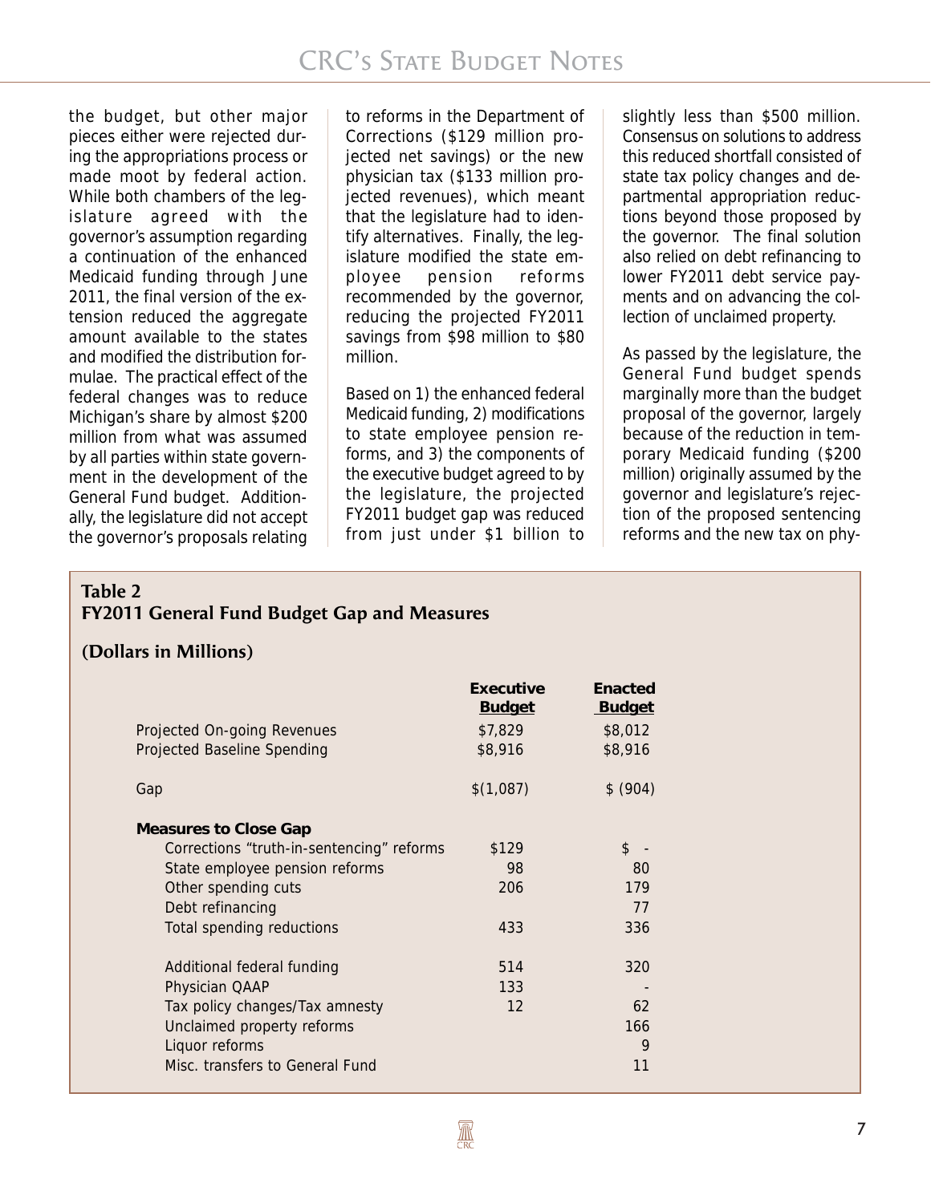the budget, but other major pieces either were rejected during the appropriations process or made moot by federal action. While both chambers of the legislature agreed with the governor's assumption regarding a continuation of the enhanced Medicaid funding through June 2011, the final version of the extension reduced the aggregate amount available to the states and modified the distribution formulae. The practical effect of the federal changes was to reduce Michigan's share by almost $200 million from what was assumed by all parties within state government in the development of the General Fund budget. Additionally, the legislature did not accept the governor's proposals relating to reforms in the Department of Corrections ($129 million projected net savings) or the new physician tax ($133 million projected revenues), which meant that the legislature had to identify alternatives. Finally, the legislature modified the state employee pension reforms recommended by the governor, reducing the projected FY2011 savings from $98 million to $80 million.

Based on 1) the enhanced federal Medicaid funding, 2) modifications to state employee pension reforms, and 3) the components of the executive budget agreed to by the legislature, the projected FY2011 budget gap was reduced from just under $1 billion to slightly less than $500 million. Consensus on solutions to address this reduced shortfall consisted of state tax policy changes and departmental appropriation reductions beyond those proposed by the governor. The final solution also relied on debt refinancing to lower FY2011 debt service payments and on advancing the collection of unclaimed property.

As passed by the legislature, the General Fund budget spends marginally more than the budget proposal of the governor, largely because of the reduction in temporary Medicaid funding ($200 million) originally assumed by the governor and legislature's rejection of the proposed sentencing reforms and the new tax on phy-

**Table 2**
**FY2011 General Fund Budget Gap and Measures**

**(Dollars in Millions)**

| | Executive Budget | Enacted Budget |
|---|---|---|
| Projected On-going Revenues | $7,829 | $8,012 |
| Projected Baseline Spending | $8,916 | $8,916 |
| Gap | $(1,087) | $ (904) |
| **Measures to Close Gap** | | |
| Corrections "truth-in-sentencing" reforms | $129 | $ - |
| State employee pension reforms | 98 | 80 |
| Other spending cuts | 206 | 179 |
| Debt refinancing | | 77 |
| Total spending reductions | 433 | 336 |
| Additional federal funding | 514 | 320 |
| Physician QAAP | 133 | - |
| Tax policy changes/Tax amnesty | 12 | 62 |
| Unclaimed property reforms | | 166 |
| Liquor reforms | | 9 |
| Misc. transfers to General Fund | | 11 |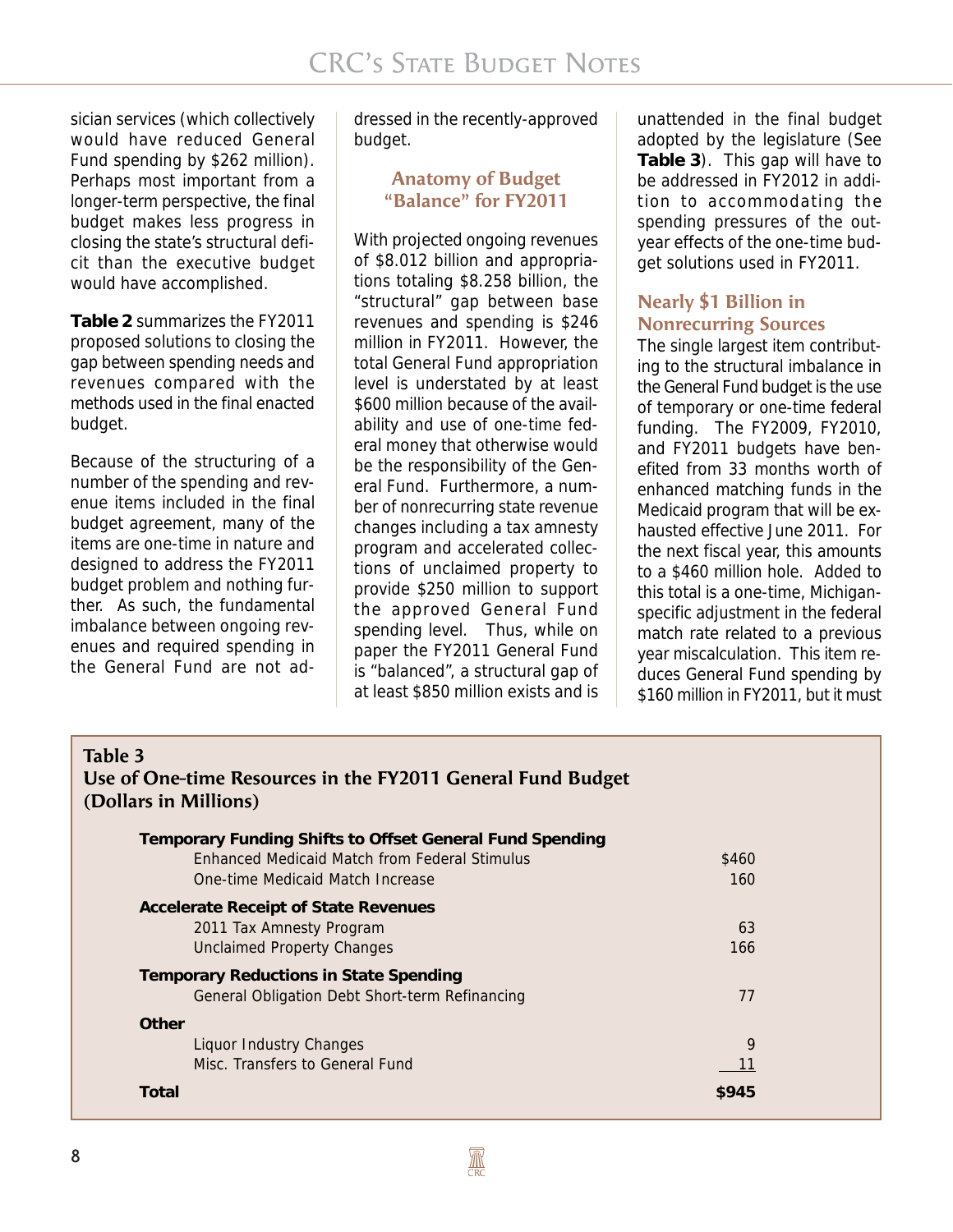sician services (which collectively would have reduced General Fund spending by $262 million). Perhaps most important from a longer-term perspective, the final budget makes less progress in closing the state's structural deficit than the executive budget would have accomplished.

**Table 2** summarizes the FY2011 proposed solutions to closing the gap between spending needs and revenues compared with the methods used in the final enacted budget.

Because of the structuring of a number of the spending and revenue items included in the final budget agreement, many of the items are one-time in nature and designed to address the FY2011 budget problem and nothing further. As such, the fundamental imbalance between ongoing revenues and required spending in the General Fund are not addressed in the recently-approved budget.

## Anatomy of Budget "Balance" for FY2011

With projected ongoing revenues of $8.012 billion and appropriations totaling $8.258 billion, the "structural" gap between base revenues and spending is $246 million in FY2011. However, the total General Fund appropriation level is understated by at least $600 million because of the availability and use of one-time federal money that otherwise would be the responsibility of the General Fund. Furthermore, a number of nonrecurring state revenue changes including a tax amnesty program and accelerated collections of unclaimed property to provide $250 million to support the approved General Fund spending level. Thus, while on paper the FY2011 General Fund is "balanced", a structural gap of at least $850 million exists and is unattended in the final budget adopted by the legislature (See **Table 3**). This gap will have to be addressed in FY2012 in addition to accommodating the spending pressures of the out-year effects of the one-time budget solutions used in FY2011.

## Nearly $1 Billion in Nonrecurring Sources

The single largest item contributing to the structural imbalance in the General Fund budget is the use of temporary or one-time federal funding. The FY2009, FY2010, and FY2011 budgets have benefited from 33 months worth of enhanced matching funds in the Medicaid program that will be exhausted effective June 2011. For the next fiscal year, this amounts to a $460 million hole. Added to this total is a one-time, Michigan-specific adjustment in the federal match rate related to a previous year miscalculation. This item reduces General Fund spending by $160 million in FY2011, but it must

**Table 3**
**Use of One-time Resources in the FY2011 General Fund Budget (Dollars in Millions)**

| | |
|---|---|
| **Temporary Funding Shifts to Offset General Fund Spending** | |
| Enhanced Medicaid Match from Federal Stimulus | $460 |
| One-time Medicaid Match Increase | 160 |
| **Accelerate Receipt of State Revenues** | |
| 2011 Tax Amnesty Program | 63 |
| Unclaimed Property Changes | 166 |
| **Temporary Reductions in State Spending** | |
| General Obligation Debt Short-term Refinancing | 77 |
| **Other** | |
| Liquor Industry Changes | 9 |
| Misc. Transfers to General Fund | 11 |
| **Total** | **$945** |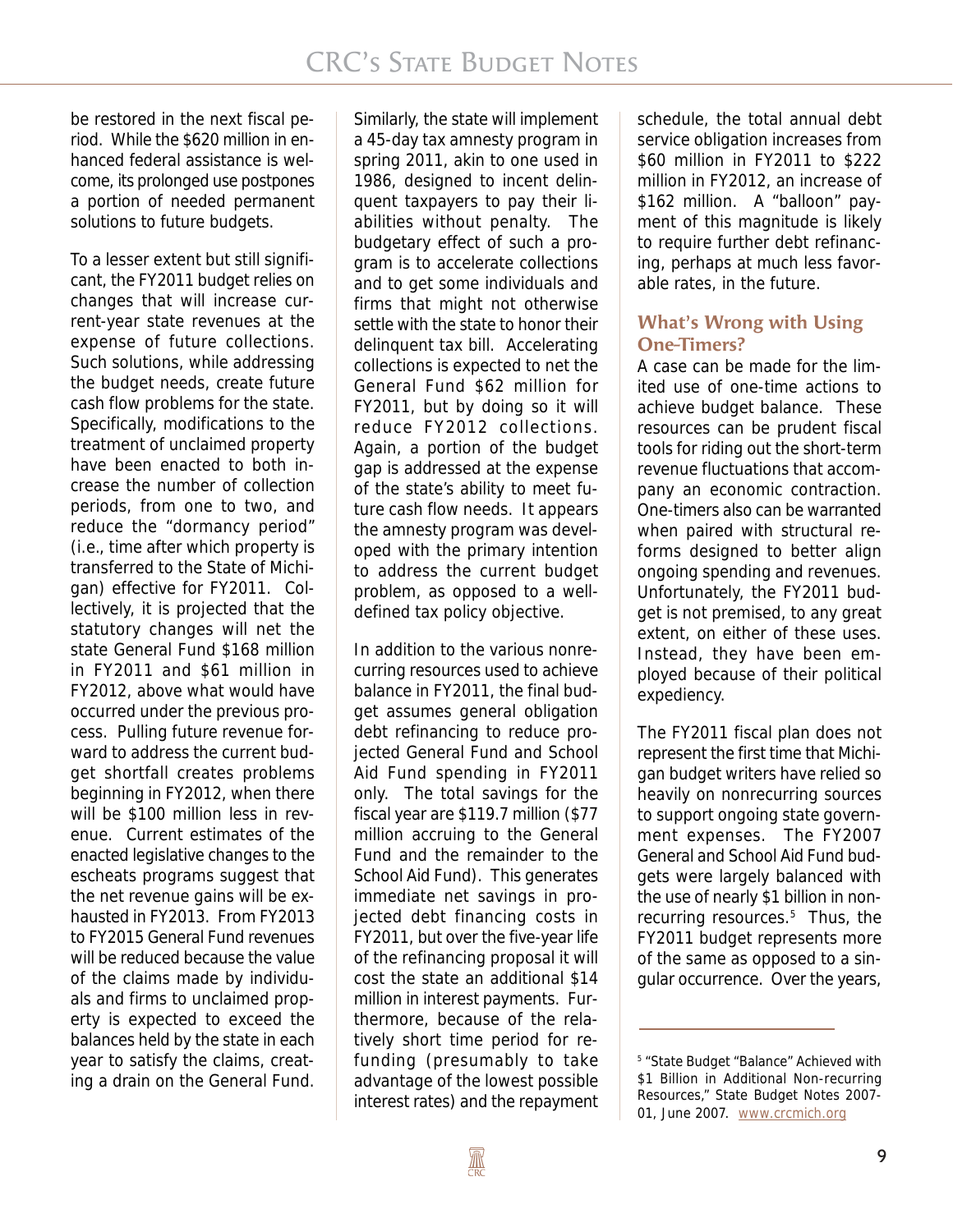be restored in the next fiscal period. While the $620 million in enhanced federal assistance is welcome, its prolonged use postpones a portion of needed permanent solutions to future budgets.

To a lesser extent but still significant, the FY2011 budget relies on changes that will increase current-year state revenues at the expense of future collections. Such solutions, while addressing the budget needs, create future cash flow problems for the state. Specifically, modifications to the treatment of unclaimed property have been enacted to both increase the number of collection periods, from one to two, and reduce the "dormancy period" (i.e., time after which property is transferred to the State of Michigan) effective for FY2011. Collectively, it is projected that the statutory changes will net the state General Fund $168 million in FY2011 and $61 million in FY2012, above what would have occurred under the previous process. Pulling future revenue forward to address the current budget shortfall creates problems beginning in FY2012, when there will be $100 million less in revenue. Current estimates of the enacted legislative changes to the escheats programs suggest that the net revenue gains will be exhausted in FY2013. From FY2013 to FY2015 General Fund revenues will be reduced because the value of the claims made by individuals and firms to unclaimed property is expected to exceed the balances held by the state in each year to satisfy the claims, creating a drain on the General Fund.

Similarly, the state will implement a 45-day tax amnesty program in spring 2011, akin to one used in 1986, designed to incent delinquent taxpayers to pay their liabilities without penalty. The budgetary effect of such a program is to accelerate collections and to get some individuals and firms that might not otherwise settle with the state to honor their delinquent tax bill. Accelerating collections is expected to net the General Fund $62 million for FY2011, but by doing so it will reduce FY2012 collections. Again, a portion of the budget gap is addressed at the expense of the state's ability to meet future cash flow needs. It appears the amnesty program was developed with the primary intention to address the current budget problem, as opposed to a well-defined tax policy objective.

In addition to the various nonrecurring resources used to achieve balance in FY2011, the final budget assumes general obligation debt refinancing to reduce projected General Fund and School Aid Fund spending in FY2011 only. The total savings for the fiscal year are $119.7 million ($77 million accruing to the General Fund and the remainder to the School Aid Fund). This generates immediate net savings in projected debt financing costs in FY2011, but over the five-year life of the refinancing proposal it will cost the state an additional $14 million in interest payments. Furthermore, because of the relatively short time period for refunding (presumably to take advantage of the lowest possible interest rates) and the repayment schedule, the total annual debt service obligation increases from $60 million in FY2011 to $222 million in FY2012, an increase of $162 million. A "balloon" payment of this magnitude is likely to require further debt refinancing, perhaps at much less favorable rates, in the future.

### What's Wrong with Using One-Timers?

A case can be made for the limited use of one-time actions to achieve budget balance. These resources can be prudent fiscal tools for riding out the short-term revenue fluctuations that accompany an economic contraction. One-timers also can be warranted when paired with structural reforms designed to better align ongoing spending and revenues. Unfortunately, the FY2011 budget is not premised, to any great extent, on either of these uses. Instead, they have been employed because of their political expediency.

The FY2011 fiscal plan does not represent the first time that Michigan budget writers have relied so heavily on nonrecurring sources to support ongoing state government expenses. The FY2007 General and School Aid Fund budgets were largely balanced with the use of nearly $1 billion in nonrecurring resources.[5] Thus, the FY2011 budget represents more of the same as opposed to a singular occurrence. Over the years,

[5] "State Budget "Balance" Achieved with $1 Billion in Additional Non-recurring Resources," State Budget Notes 2007-01, June 2007. www.crcmich.org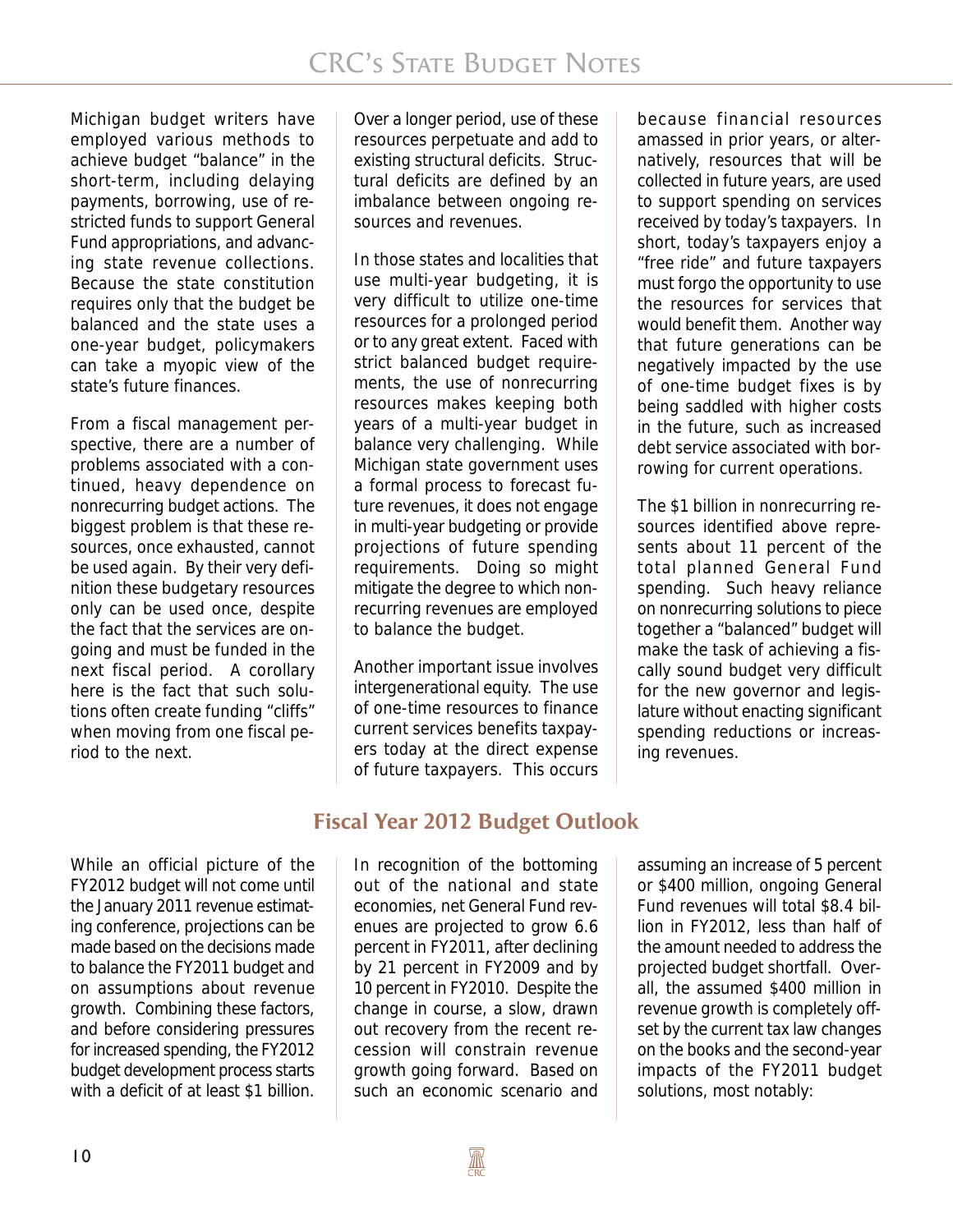Michigan budget writers have employed various methods to achieve budget "balance" in the short-term, including delaying payments, borrowing, use of restricted funds to support General Fund appropriations, and advancing state revenue collections. Because the state constitution requires only that the budget be balanced and the state uses a one-year budget, policymakers can take a myopic view of the state's future finances.

From a fiscal management perspective, there are a number of problems associated with a continued, heavy dependence on nonrecurring budget actions. The biggest problem is that these resources, once exhausted, cannot be used again. By their very definition these budgetary resources only can be used once, despite the fact that the services are ongoing and must be funded in the next fiscal period. A corollary here is the fact that such solutions often create funding "cliffs" when moving from one fiscal period to the next.

Over a longer period, use of these resources perpetuate and add to existing structural deficits. Structural deficits are defined by an imbalance between ongoing resources and revenues.

In those states and localities that use multi-year budgeting, it is very difficult to utilize one-time resources for a prolonged period or to any great extent. Faced with strict balanced budget requirements, the use of nonrecurring resources makes keeping both years of a multi-year budget in balance very challenging. While Michigan state government uses a formal process to forecast future revenues, it does not engage in multi-year budgeting or provide projections of future spending requirements. Doing so might mitigate the degree to which nonrecurring revenues are employed to balance the budget.

Another important issue involves intergenerational equity. The use of one-time resources to finance current services benefits taxpayers today at the direct expense of future taxpayers. This occurs because financial resources amassed in prior years, or alternatively, resources that will be collected in future years, are used to support spending on services received by today's taxpayers. In short, today's taxpayers enjoy a "free ride" and future taxpayers must forgo the opportunity to use the resources for services that would benefit them. Another way that future generations can be negatively impacted by the use of one-time budget fixes is by being saddled with higher costs in the future, such as increased debt service associated with borrowing for current operations.

The $1 billion in nonrecurring resources identified above represents about 11 percent of the total planned General Fund spending. Such heavy reliance on nonrecurring solutions to piece together a "balanced" budget will make the task of achieving a fiscally sound budget very difficult for the new governor and legislature without enacting significant spending reductions or increasing revenues.

## Fiscal Year 2012 Budget Outlook

While an official picture of the FY2012 budget will not come until the January 2011 revenue estimating conference, projections can be made based on the decisions made to balance the FY2011 budget and on assumptions about revenue growth. Combining these factors, and before considering pressures for increased spending, the FY2012 budget development process starts with a deficit of at least $1 billion.

In recognition of the bottoming out of the national and state economies, net General Fund revenues are projected to grow 6.6 percent in FY2011, after declining by 21 percent in FY2009 and by 10 percent in FY2010. Despite the change in course, a slow, drawn out recovery from the recent recession will constrain revenue growth going forward. Based on such an economic scenario and assuming an increase of 5 percent or $400 million, ongoing General Fund revenues will total $8.4 billion in FY2012, less than half of the amount needed to address the projected budget shortfall. Overall, the assumed $400 million in revenue growth is completely offset by the current tax law changes on the books and the second-year impacts of the FY2011 budget solutions, most notably: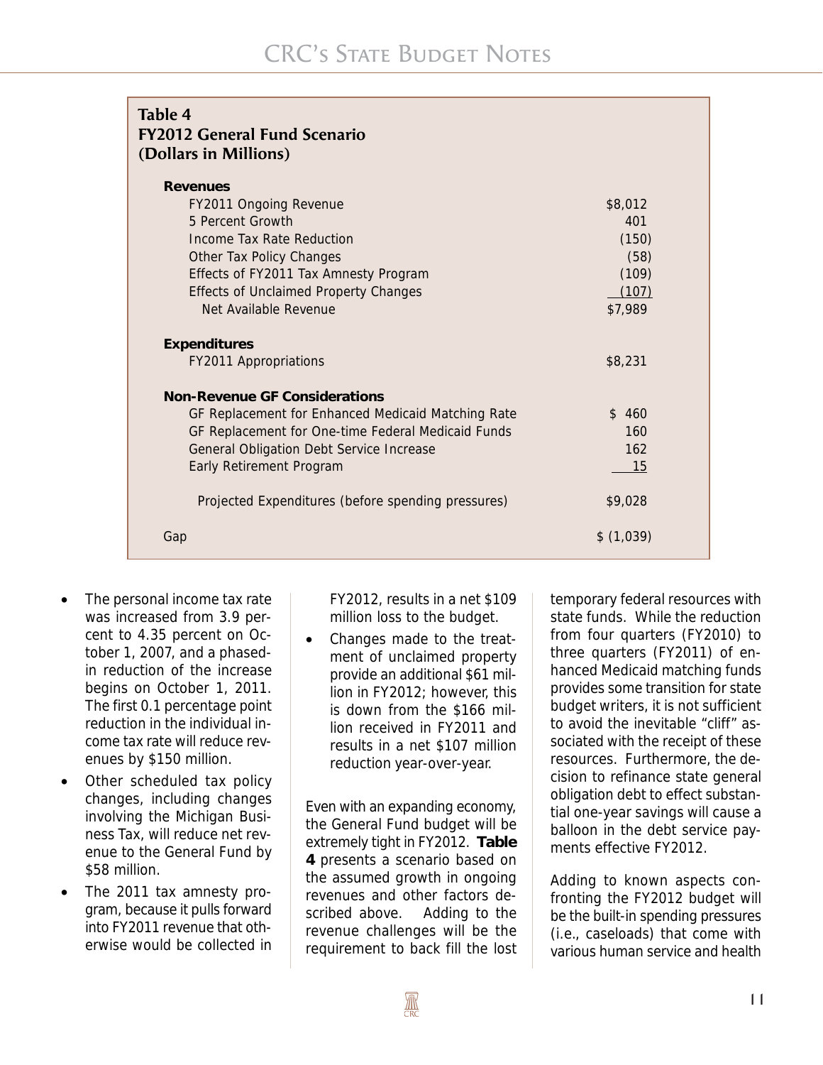**Table 4**
**FY2012 General Fund Scenario**
**(Dollars in Millions)**

| | |
|---|---|
| **Revenues** | |
| FY2011 Ongoing Revenue | $8,012 |
| 5 Percent Growth | 401 |
| Income Tax Rate Reduction | (150) |
| Other Tax Policy Changes | (58) |
| Effects of FY2011 Tax Amnesty Program | (109) |
| Effects of Unclaimed Property Changes | (107) |
| Net Available Revenue | $7,989 |
| **Expenditures** | |
| FY2011 Appropriations | $8,231 |
| **Non-Revenue GF Considerations** | |
| GF Replacement for Enhanced Medicaid Matching Rate | $ 460 |
| GF Replacement for One-time Federal Medicaid Funds | 160 |
| General Obligation Debt Service Increase | 162 |
| Early Retirement Program | 15 |
| Projected Expenditures (before spending pressures) | $9,028 |
| Gap | $ (1,039) |

- The personal income tax rate was increased from 3.9 percent to 4.35 percent on October 1, 2007, and a phased-in reduction of the increase begins on October 1, 2011. The first 0.1 percentage point reduction in the individual income tax rate will reduce revenues by $150 million.
- Other scheduled tax policy changes, including changes involving the Michigan Business Tax, will reduce net revenue to the General Fund by $58 million.
- The 2011 tax amnesty program, because it pulls forward into FY2011 revenue that otherwise would be collected in FY2012, results in a net $109 million loss to the budget.
- Changes made to the treatment of unclaimed property provide an additional $61 million in FY2012; however, this is down from the $166 million received in FY2011 and results in a net $107 million reduction year-over-year.

Even with an expanding economy, the General Fund budget will be extremely tight in FY2012. **Table 4** presents a scenario based on the assumed growth in ongoing revenues and other factors described above. Adding to the revenue challenges will be the requirement to back fill the lost temporary federal resources with state funds. While the reduction from four quarters (FY2010) to three quarters (FY2011) of enhanced Medicaid matching funds provides some transition for state budget writers, it is not sufficient to avoid the inevitable "cliff" associated with the receipt of these resources. Furthermore, the decision to refinance state general obligation debt to effect substantial one-year savings will cause a balloon in the debt service payments effective FY2012.

Adding to known aspects confronting the FY2012 budget will be the built-in spending pressures (i.e., caseloads) that come with various human service and health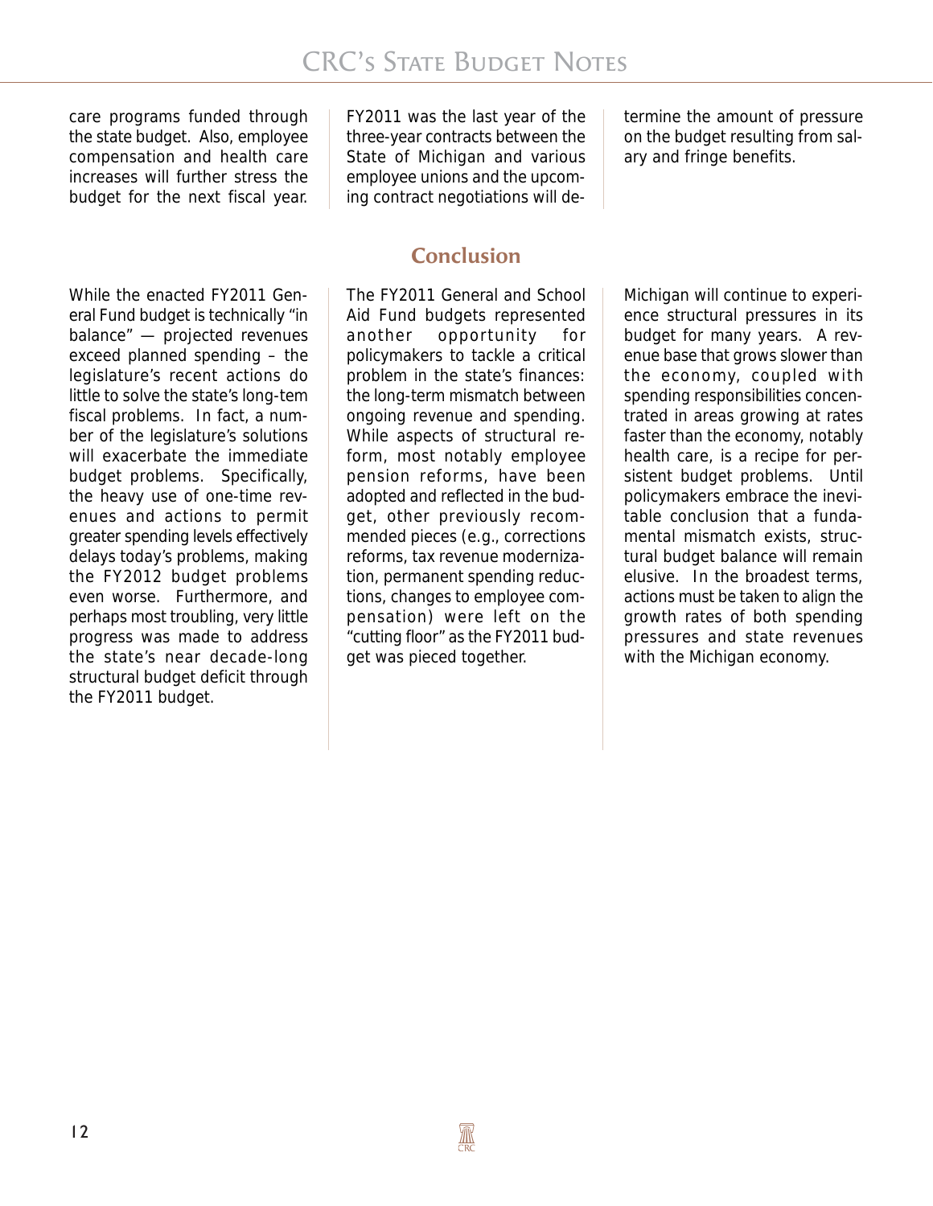care programs funded through the state budget. Also, employee compensation and health care increases will further stress the budget for the next fiscal year. FY2011 was the last year of the three-year contracts between the State of Michigan and various employee unions and the upcoming contract negotiations will determine the amount of pressure on the budget resulting from salary and fringe benefits.

## Conclusion

While the enacted FY2011 General Fund budget is technically "in balance" — projected revenues exceed planned spending – the legislature's recent actions do little to solve the state's long-tem fiscal problems. In fact, a number of the legislature's solutions will exacerbate the immediate budget problems. Specifically, the heavy use of one-time revenues and actions to permit greater spending levels effectively delays today's problems, making the FY2012 budget problems even worse. Furthermore, and perhaps most troubling, very little progress was made to address the state's near decade-long structural budget deficit through the FY2011 budget.

The FY2011 General and School Aid Fund budgets represented another opportunity for policymakers to tackle a critical problem in the state's finances: the long-term mismatch between ongoing revenue and spending. While aspects of structural reform, most notably employee pension reforms, have been adopted and reflected in the budget, other previously recommended pieces (e.g., corrections reforms, tax revenue modernization, permanent spending reductions, changes to employee compensation) were left on the "cutting floor" as the FY2011 budget was pieced together.

Michigan will continue to experience structural pressures in its budget for many years. A revenue base that grows slower than the economy, coupled with spending responsibilities concentrated in areas growing at rates faster than the economy, notably health care, is a recipe for persistent budget problems. Until policymakers embrace the inevitable conclusion that a fundamental mismatch exists, structural budget balance will remain elusive. In the broadest terms, actions must be taken to align the growth rates of both spending pressures and state revenues with the Michigan economy.